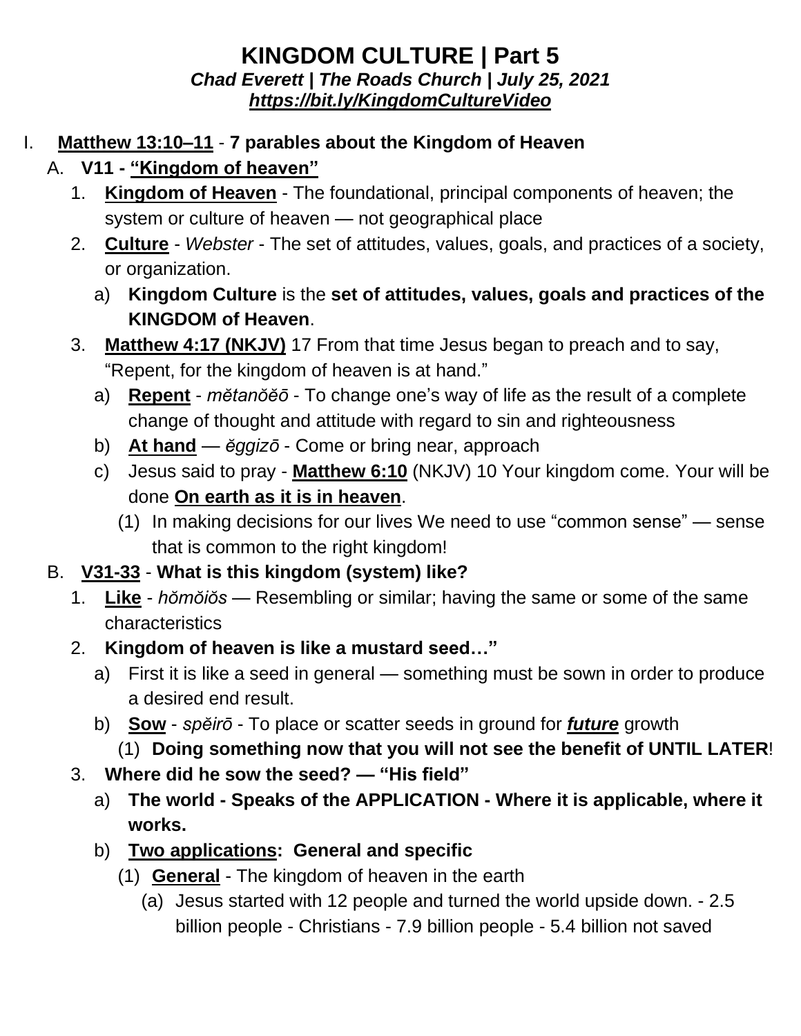# KINGDOM CULTURE | Part 5

***Chad Everett | The Roads Church | July 25, 2021***

***https://bit.ly/KingdomCultureVideo***

I. **Matthew 13:10–11** - **7 parables about the Kingdom of Heaven**
   A. **V11 - "Kingdom of heaven"**
      1. **Kingdom of Heaven** - The foundational, principal components of heaven; the system or culture of heaven — not geographical place
      2. **Culture** - *Webster* - The set of attitudes, values, goals, and practices of a society, or organization.
         a) **Kingdom Culture** is the **set of attitudes, values, goals and practices of the KINGDOM of Heaven**.
      3. **Matthew 4:17 (NKJV)** 17 From that time Jesus began to preach and to say, "Repent, for the kingdom of heaven is at hand."
         a) **Repent** - *mĕtanŏĕō* - To change one's way of life as the result of a complete change of thought and attitude with regard to sin and righteousness
         b) **At hand** — *ĕggizō* - Come or bring near, approach
         c) Jesus said to pray - **Matthew 6:10** (NKJV) 10 Your kingdom come. Your will be done **On earth as it is in heaven**.
            (1) In making decisions for our lives We need to use "common sense" — sense that is common to the right kingdom!
   B. **V31-33** - **What is this kingdom (system) like?**
      1. **Like** - *hŏmŏiŏs* — Resembling or similar; having the same or some of the same characteristics
      2. **Kingdom of heaven is like a mustard seed…"**
         a) First it is like a seed in general — something must be sown in order to produce a desired end result.
         b) **Sow** - *spĕirō* - To place or scatter seeds in ground for ***future*** growth
            (1) **Doing something now that you will not see the benefit of UNTIL LATER**!
      3. **Where did he sow the seed? — "His field"**
         a) **The world - Speaks of the APPLICATION - Where it is applicable, where it works.**
         b) **Two applications: General and specific**
            (1) **General** - The kingdom of heaven in the earth
               (a) Jesus started with 12 people and turned the world upside down. - 2.5 billion people - Christians - 7.9 billion people - 5.4 billion not saved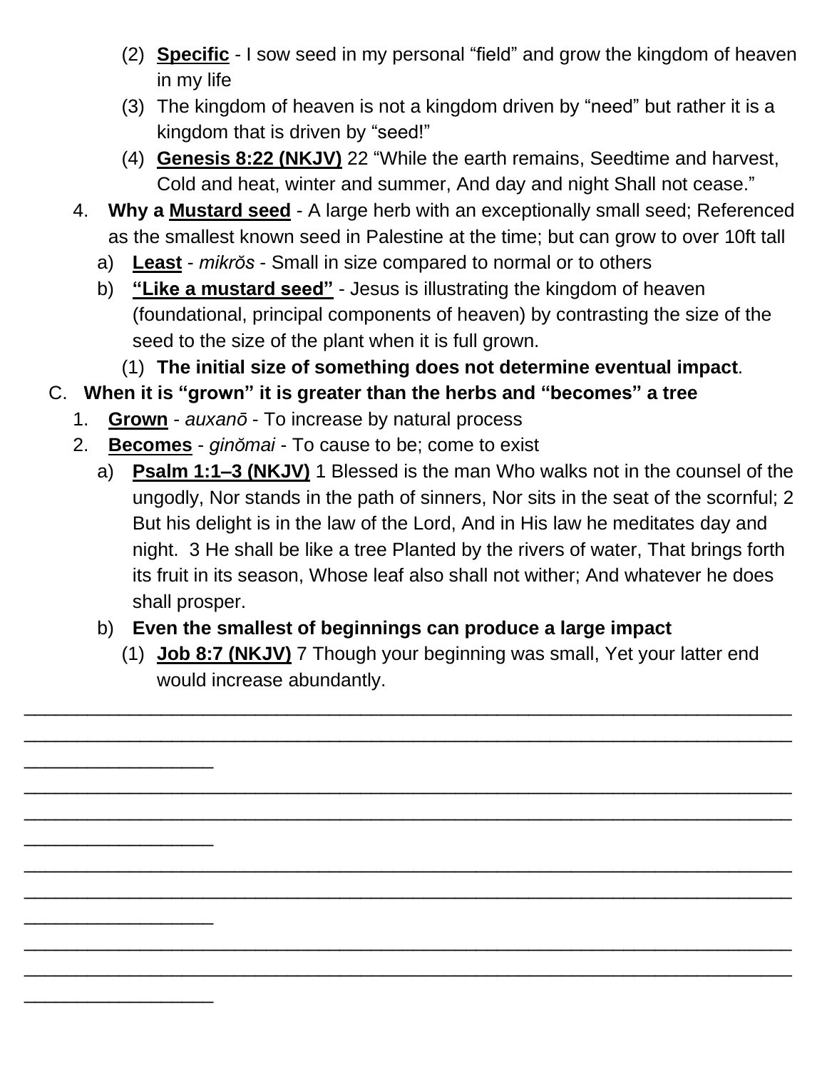(2) **Specific** - I sow seed in my personal "field" and grow the kingdom of heaven in my life

(3) The kingdom of heaven is not a kingdom driven by "need" but rather it is a kingdom that is driven by "seed!"

(4) **Genesis 8:22 (NKJV)** 22 "While the earth remains, Seedtime and harvest, Cold and heat, winter and summer, And day and night Shall not cease."

4. **Why a Mustard seed** - A large herb with an exceptionally small seed; Referenced as the smallest known seed in Palestine at the time; but can grow to over 10ft tall
   a) **Least** - *mikrŏs* - Small in size compared to normal or to others
   b) **"Like a mustard seed"** - Jesus is illustrating the kingdom of heaven (foundational, principal components of heaven) by contrasting the size of the seed to the size of the plant when it is full grown.
      (1) **The initial size of something does not determine eventual impact**.

C. **When it is "grown" it is greater than the herbs and "becomes" a tree**
   1. **Grown** - *auxanō* - To increase by natural process
   2. **Becomes** - *ginŏmai* - To cause to be; come to exist
      a) **Psalm 1:1–3 (NKJV)** 1 Blessed is the man Who walks not in the counsel of the ungodly, Nor stands in the path of sinners, Nor sits in the seat of the scornful; 2 But his delight is in the law of the Lord, And in His law he meditates day and night. 3 He shall be like a tree Planted by the rivers of water, That brings forth its fruit in its season, Whose leaf also shall not wither; And whatever he does shall prosper.
      b) **Even the smallest of beginnings can produce a large impact**
         (1) **Job 8:7 (NKJV)** 7 Though your beginning was small, Yet your latter end would increase abundantly.

________________________________________________________________________________
________________________________________________________________________________
____________________

________________________________________________________________________________
________________________________________________________________________________
____________________

________________________________________________________________________________
________________________________________________________________________________
____________________

________________________________________________________________________________
________________________________________________________________________________
____________________